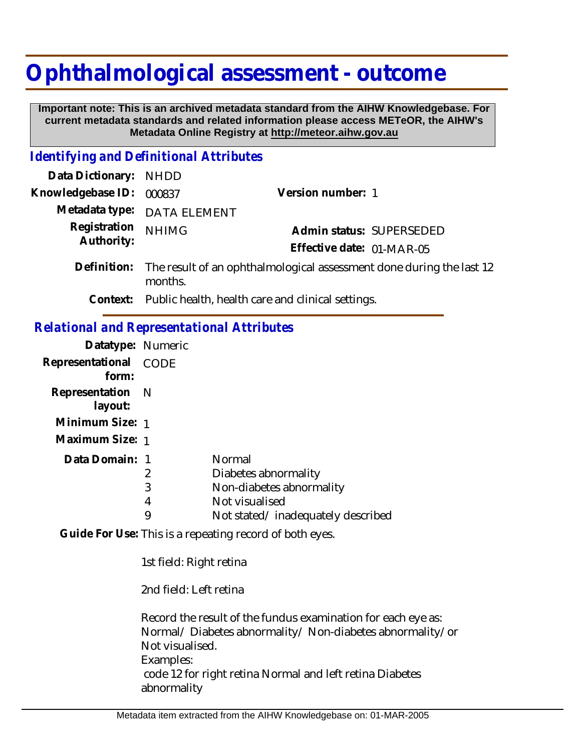# Ophthalmological assessment - outcome

**Important note: This is an archived metadata standard from the AIHW Knowledgebase. For current metadata standards and related information please access METeOR, the AIHW's Metadata Online Registry at http://meteor.aihw.gov.au**

## *Identifying and Definitional Attributes*

**Data Dictionary:** NHDD

**Knowledgebase ID:** 000837

**Version number:** 1

**Metadata type:** DATA ELEMENT

**Registration Authority:** NHIMG

**Admin status:** SUPERSEDED

**Effective date:** 01-MAR-05

**Definition:** The result of an ophthalmological assessment done during the last 12 months.

**Context:** Public health, health care and clinical settings.

## *Relational and Representational Attributes*

**Datatype:** Numeric

**Representational form:** CODE

**Representation layout:** N

**Minimum Size:** 1

**Maximum Size:** 1

**Data Domain:**

| Code | Description |
|---|---|
| 1 | Normal |
| 2 | Diabetes abnormality |
| 3 | Non-diabetes abnormality |
| 4 | Not visualised |
| 9 | Not stated/ inadequately described |

**Guide For Use:** This is a repeating record of both eyes.

1st field: Right retina

2nd field: Left retina

Record the result of the fundus examination for each eye as: Normal/ Diabetes abnormality/ Non-diabetes abnormality/ or Not visualised.
Examples:
code 12 for right retina Normal and left retina Diabetes abnormality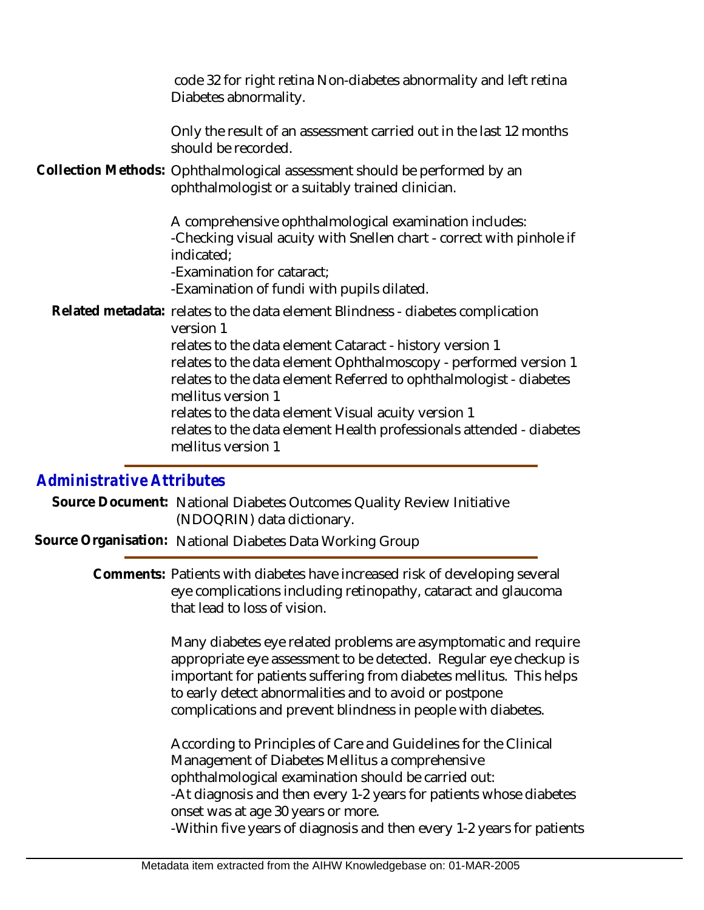code 32 for right retina Non-diabetes abnormality and left retina Diabetes abnormality.

Only the result of an assessment carried out in the last 12 months should be recorded.

**Collection Methods:** Ophthalmological assessment should be performed by an ophthalmologist or a suitably trained clinician.

A comprehensive ophthalmological examination includes:
-Checking visual acuity with Snellen chart - correct with pinhole if indicated;
-Examination for cataract;
-Examination of fundi with pupils dilated.

**Related metadata:** relates to the data element Blindness - diabetes complication version 1
relates to the data element Cataract - history version 1
relates to the data element Ophthalmoscopy - performed version 1
relates to the data element Referred to ophthalmologist - diabetes mellitus version 1
relates to the data element Visual acuity version 1
relates to the data element Health professionals attended - diabetes mellitus version 1

## Administrative Attributes

**Source Document:** National Diabetes Outcomes Quality Review Initiative (NDOQRIN) data dictionary.

**Source Organisation:** National Diabetes Data Working Group

**Comments:** Patients with diabetes have increased risk of developing several eye complications including retinopathy, cataract and glaucoma that lead to loss of vision.

Many diabetes eye related problems are asymptomatic and require appropriate eye assessment to be detected. Regular eye checkup is important for patients suffering from diabetes mellitus. This helps to early detect abnormalities and to avoid or postpone complications and prevent blindness in people with diabetes.

According to Principles of Care and Guidelines for the Clinical Management of Diabetes Mellitus a comprehensive ophthalmological examination should be carried out:
-At diagnosis and then every 1-2 years for patients whose diabetes onset was at age 30 years or more.
-Within five years of diagnosis and then every 1-2 years for patients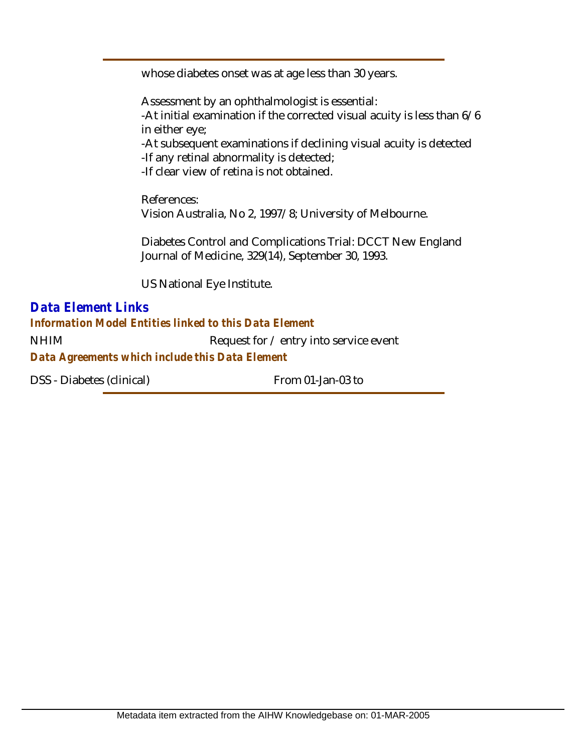whose diabetes onset was at age less than 30 years.

Assessment by an ophthalmologist is essential:
-At initial examination if the corrected visual acuity is less than 6/6 in either eye;
-At subsequent examinations if declining visual acuity is detected
-If any retinal abnormality is detected;
-If clear view of retina is not obtained.

References:
Vision Australia, No 2, 1997/8; University of Melbourne.

Diabetes Control and Complications Trial: DCCT New England Journal of Medicine, 329(14), September 30, 1993.

US National Eye Institute.

## Data Element Links

### Information Model Entities linked to this Data Element

| | |
|---|---|
| NHIM | Request for / entry into service event |

### Data Agreements which include this Data Element

| | |
|---|---|
| DSS - Diabetes (clinical) | From 01-Jan-03 to |

Metadata item extracted from the AIHW Knowledgebase on: 01-MAR-2005